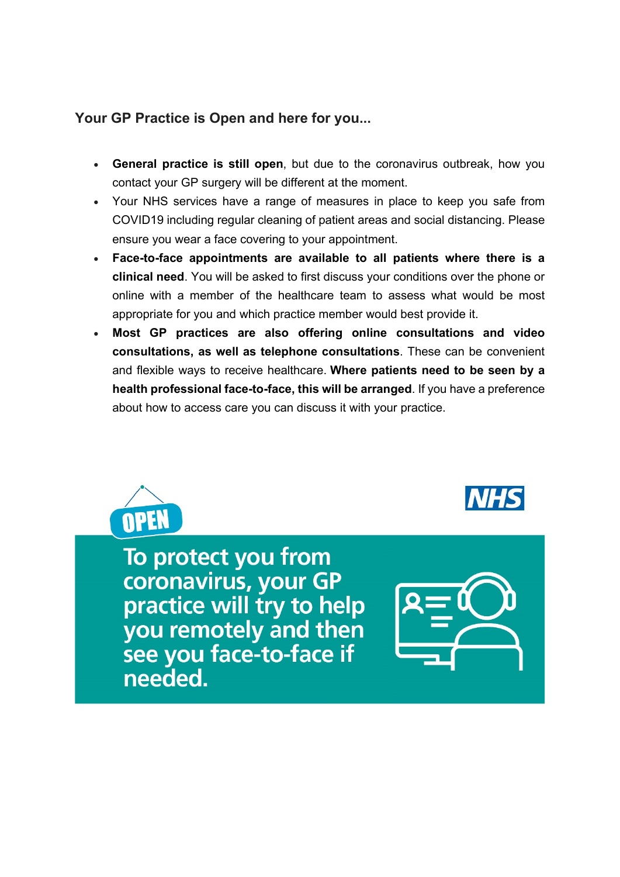## Your GP Practice is Open and here for you...

- **General practice is still open**, but due to the coronavirus outbreak, how you contact your GP surgery will be different at the moment.
- Your NHS services have a range of measures in place to keep you safe from COVID19 including regular cleaning of patient areas and social distancing. Please ensure you wear a face covering to your appointment.
- **Face-to-face appointments are available to all patients where there is a clinical need**. You will be asked to first discuss your conditions over the phone or online with a member of the healthcare team to assess what would be most appropriate for you and which practice member would best provide it.
- **Most GP practices are also offering online consultations and video consultations, as well as telephone consultations**. These can be convenient and flexible ways to receive healthcare. **Where patients need to be seen by a health professional face-to-face, this will be arranged**. If you have a preference about how to access care you can discuss it with your practice.

OPEN

NHS

**To protect you from coronavirus, your GP practice will try to help you remotely and then see you face-to-face if needed.**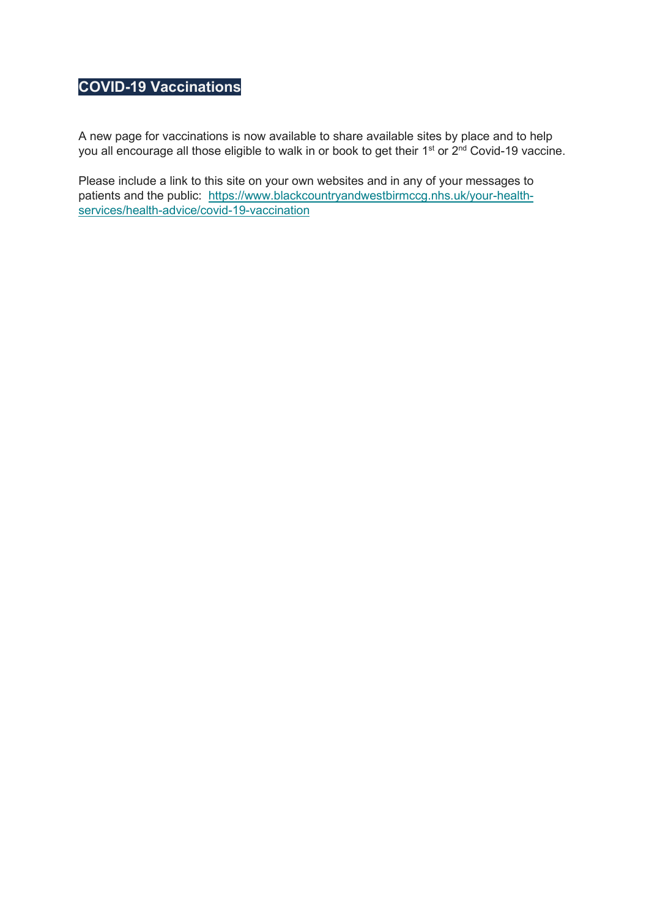## COVID-19 Vaccinations

A new page for vaccinations is now available to share available sites by place and to help you all encourage all those eligible to walk in or book to get their 1st or 2nd Covid-19 vaccine.

Please include a link to this site on your own websites and in any of your messages to patients and the public: [https://www.blackcountryandwestbirmccg.nhs.uk/your-health-services/health-advice/covid-19-vaccination](https://www.blackcountryandwestbirmccg.nhs.uk/your-health-services/health-advice/covid-19-vaccination)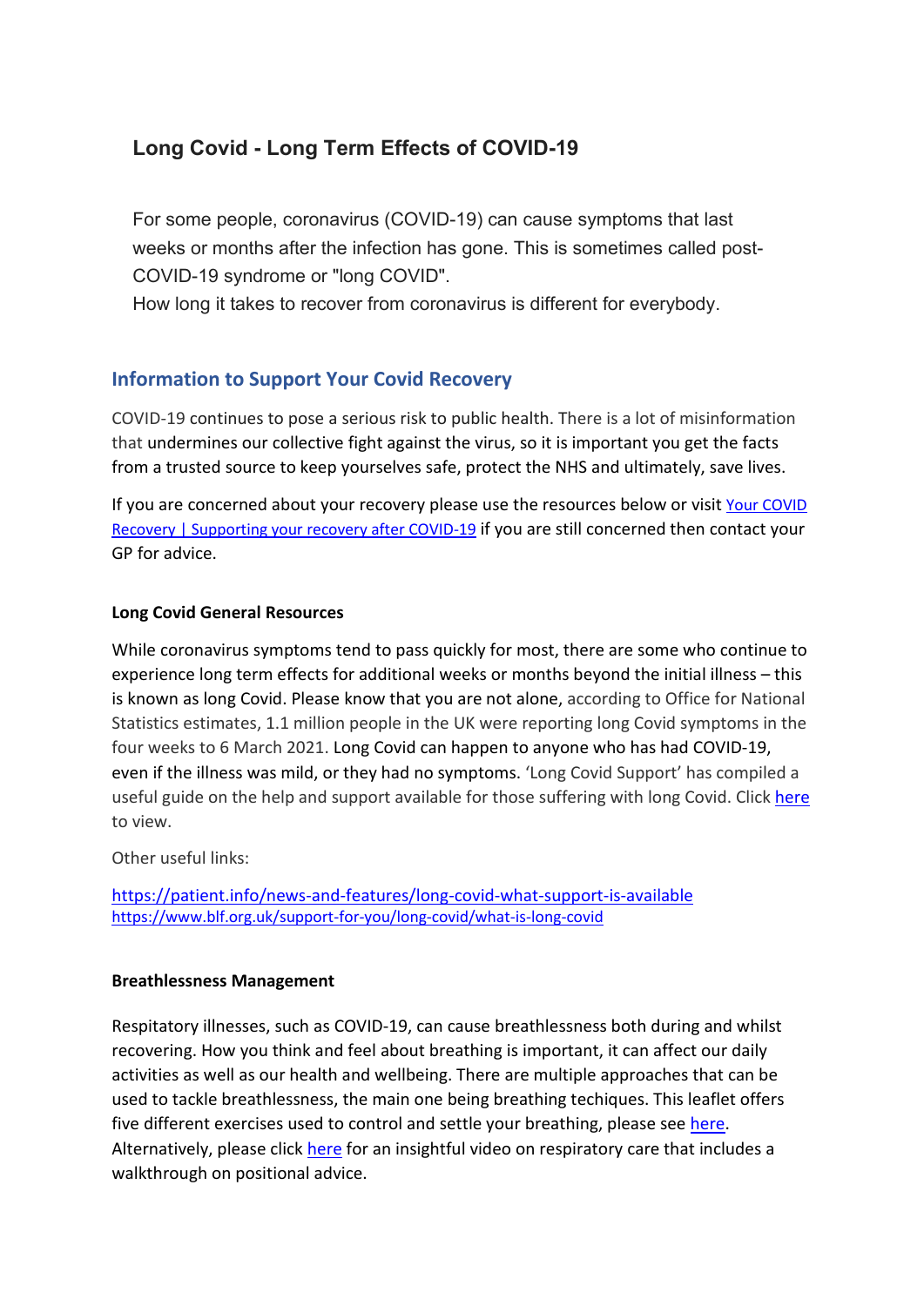# Long Covid - Long Term Effects of COVID-19

For some people, coronavirus (COVID-19) can cause symptoms that last weeks or months after the infection has gone. This is sometimes called post-COVID-19 syndrome or "long COVID".
How long it takes to recover from coronavirus is different for everybody.

## Information to Support Your Covid Recovery

COVID-19 continues to pose a serious risk to public health. There is a lot of misinformation that undermines our collective fight against the virus, so it is important you get the facts from a trusted source to keep yourselves safe, protect the NHS and ultimately, save lives.

If you are concerned about your recovery please use the resources below or visit Your COVID Recovery | Supporting your recovery after COVID-19 if you are still concerned then contact your GP for advice.

**Long Covid General Resources**

While coronavirus symptoms tend to pass quickly for most, there are some who continue to experience long term effects for additional weeks or months beyond the initial illness – this is known as long Covid. Please know that you are not alone, according to Office for National Statistics estimates, 1.1 million people in the UK were reporting long Covid symptoms in the four weeks to 6 March 2021. Long Covid can happen to anyone who has had COVID-19, even if the illness was mild, or they had no symptoms. 'Long Covid Support' has compiled a useful guide on the help and support available for those suffering with long Covid. Click here to view.

Other useful links:

https://patient.info/news-and-features/long-covid-what-support-is-available
https://www.blf.org.uk/support-for-you/long-covid/what-is-long-covid

**Breathlessness Management**

Respiratory illnesses, such as COVID-19, can cause breathlessness both during and whilst recovering. How you think and feel about breathing is important, it can affect our daily activities as well as our health and wellbeing. There are multiple approaches that can be used to tackle breathlessness, the main one being breathing techiques. This leaflet offers five different exercises used to control and settle your breathing, please see here. Alternatively, please click here for an insightful video on respiratory care that includes a walkthrough on positional advice.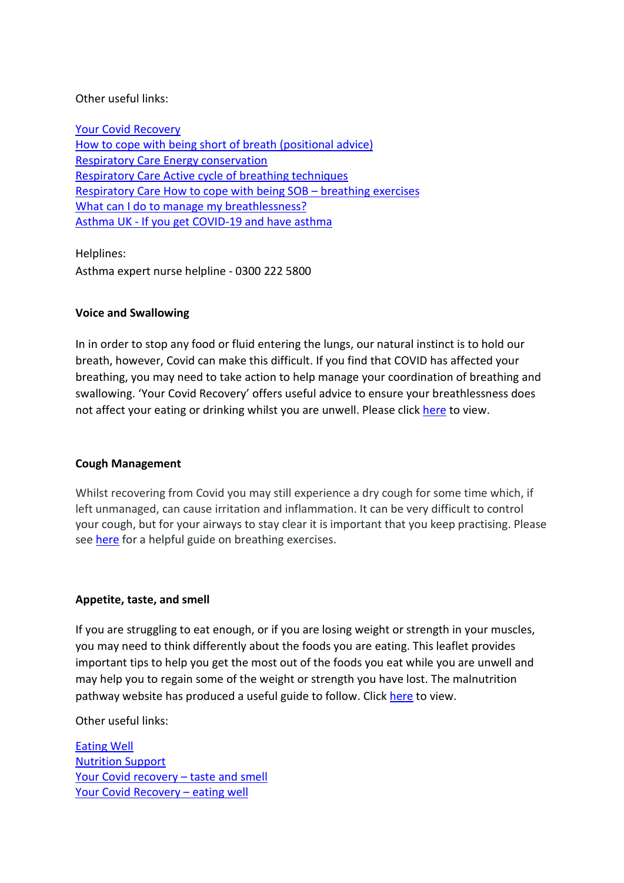Other useful links:

[Your Covid Recovery](#)
[How to cope with being short of breath (positional advice)](#)
[Respiratory Care Energy conservation](#)
[Respiratory Care Active cycle of breathing techniques](#)
[Respiratory Care How to cope with being SOB – breathing exercises](#)
[What can I do to manage my breathlessness?](#)
[Asthma UK - If you get COVID-19 and have asthma](#)

Helplines:
Asthma expert nurse helpline - 0300 222 5800

**Voice and Swallowing**

In in order to stop any food or fluid entering the lungs, our natural instinct is to hold our breath, however, Covid can make this difficult. If you find that COVID has affected your breathing, you may need to take action to help manage your coordination of breathing and swallowing. 'Your Covid Recovery' offers useful advice to ensure your breathlessness does not affect your eating or drinking whilst you are unwell. Please click [here](#) to view.

**Cough Management**

Whilst recovering from Covid you may still experience a dry cough for some time which, if left unmanaged, can cause irritation and inflammation. It can be very difficult to control your cough, but for your airways to stay clear it is important that you keep practising. Please see [here](#) for a helpful guide on breathing exercises.

**Appetite, taste, and smell**

If you are struggling to eat enough, or if you are losing weight or strength in your muscles, you may need to think differently about the foods you are eating. This leaflet provides important tips to help you get the most out of the foods you eat while you are unwell and may help you to regain some of the weight or strength you have lost. The malnutrition pathway website has produced a useful guide to follow. Click [here](#) to view.

Other useful links:

[Eating Well](#)
[Nutrition Support](#)
[Your Covid recovery – taste and smell](#)
[Your Covid Recovery – eating well](#)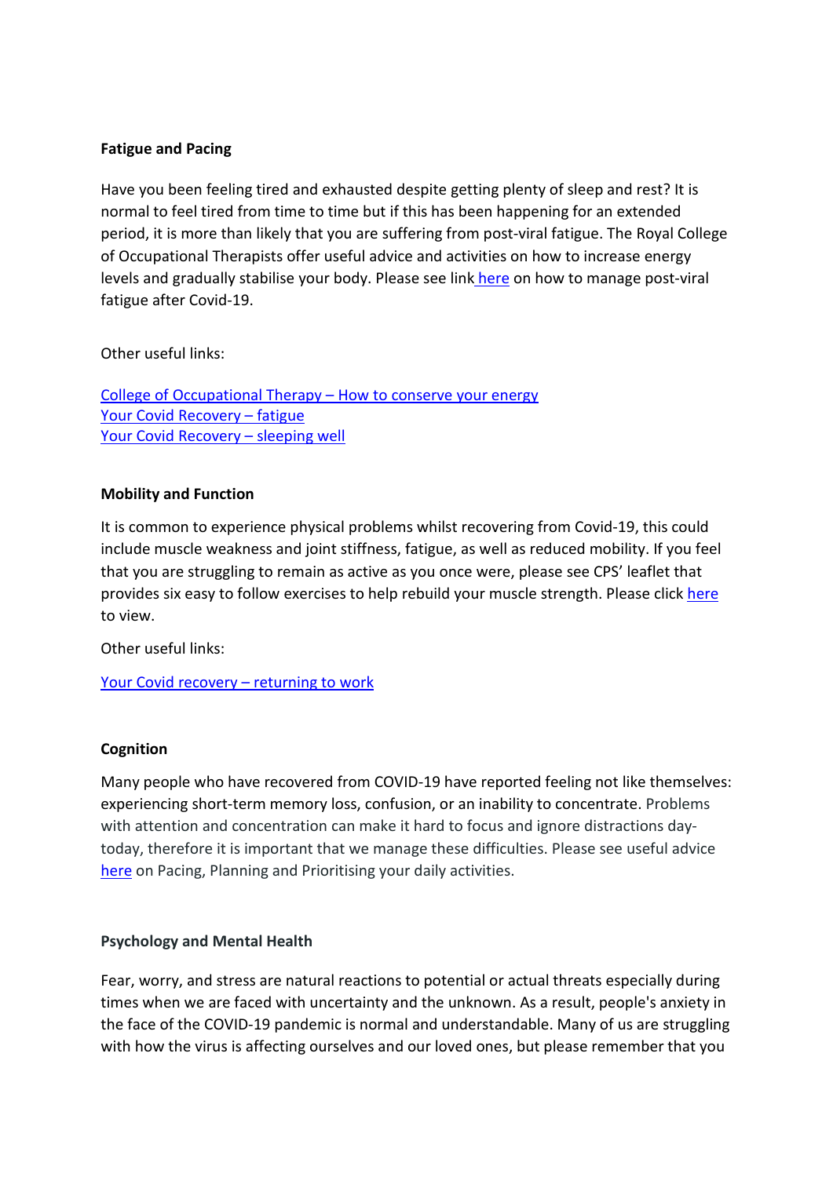**Fatigue and Pacing**

Have you been feeling tired and exhausted despite getting plenty of sleep and rest? It is normal to feel tired from time to time but if this has been happening for an extended period, it is more than likely that you are suffering from post-viral fatigue. The Royal College of Occupational Therapists offer useful advice and activities on how to increase energy levels and gradually stabilise your body. Please see link here on how to manage post-viral fatigue after Covid-19.

Other useful links:

College of Occupational Therapy – How to conserve your energy
Your Covid Recovery – fatigue
Your Covid Recovery – sleeping well

**Mobility and Function**

It is common to experience physical problems whilst recovering from Covid-19, this could include muscle weakness and joint stiffness, fatigue, as well as reduced mobility. If you feel that you are struggling to remain as active as you once were, please see CPS' leaflet that provides six easy to follow exercises to help rebuild your muscle strength. Please click here to view.

Other useful links:

Your Covid recovery – returning to work

**Cognition**

Many people who have recovered from COVID-19 have reported feeling not like themselves: experiencing short-term memory loss, confusion, or an inability to concentrate. Problems with attention and concentration can make it hard to focus and ignore distractions day-today, therefore it is important that we manage these difficulties. Please see useful advice here on Pacing, Planning and Prioritising your daily activities.

**Psychology and Mental Health**

Fear, worry, and stress are natural reactions to potential or actual threats especially during times when we are faced with uncertainty and the unknown. As a result, people's anxiety in the face of the COVID-19 pandemic is normal and understandable. Many of us are struggling with how the virus is affecting ourselves and our loved ones, but please remember that you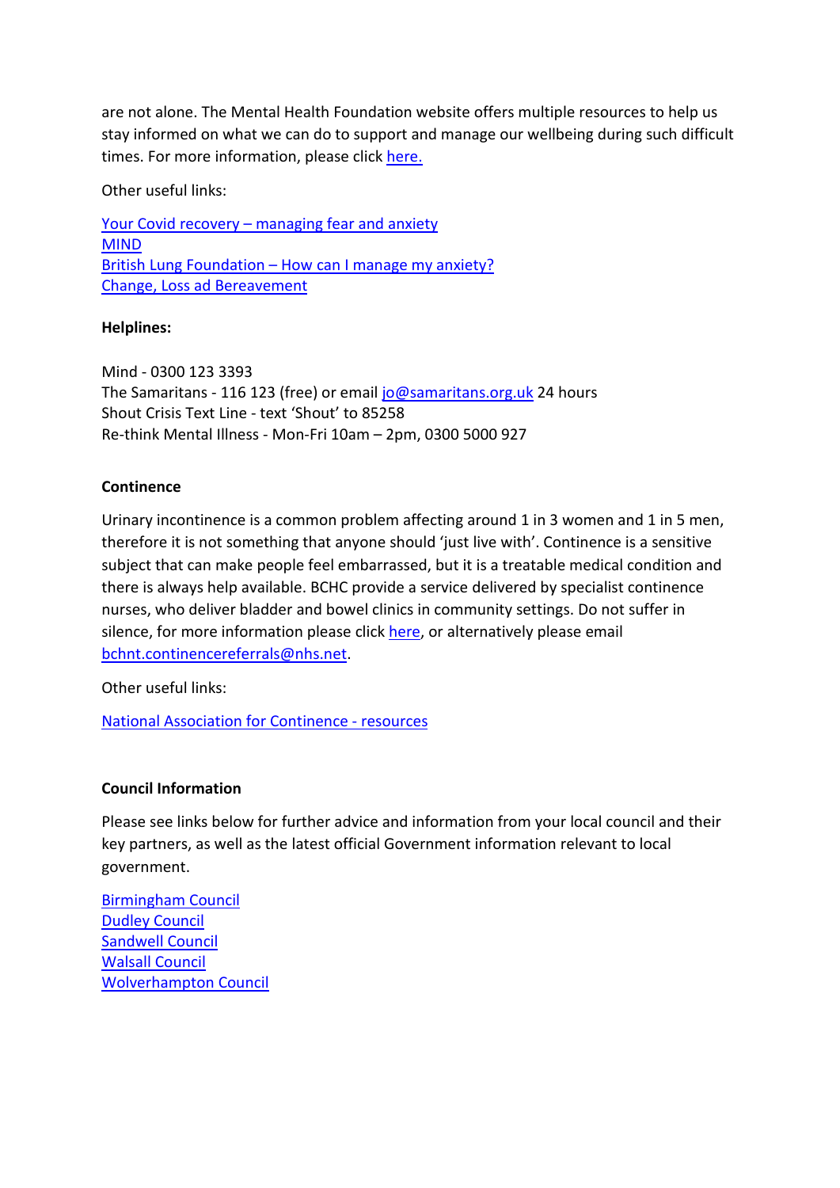are not alone. The Mental Health Foundation website offers multiple resources to help us stay informed on what we can do to support and manage our wellbeing during such difficult times. For more information, please click here.

Other useful links:

Your Covid recovery – managing fear and anxiety
MIND
British Lung Foundation – How can I manage my anxiety?
Change, Loss ad Bereavement

**Helplines:**

Mind - 0300 123 3393
The Samaritans - 116 123 (free) or email jo@samaritans.org.uk 24 hours
Shout Crisis Text Line - text 'Shout' to 85258
Re-think Mental Illness - Mon-Fri 10am – 2pm, 0300 5000 927

**Continence**

Urinary incontinence is a common problem affecting around 1 in 3 women and 1 in 5 men, therefore it is not something that anyone should 'just live with'. Continence is a sensitive subject that can make people feel embarrassed, but it is a treatable medical condition and there is always help available. BCHC provide a service delivered by specialist continence nurses, who deliver bladder and bowel clinics in community settings. Do not suffer in silence, for more information please click here, or alternatively please email bchnt.continencereferrals@nhs.net.

Other useful links:

National Association for Continence - resources

**Council Information**

Please see links below for further advice and information from your local council and their key partners, as well as the latest official Government information relevant to local government.

Birmingham Council
Dudley Council
Sandwell Council
Walsall Council
Wolverhampton Council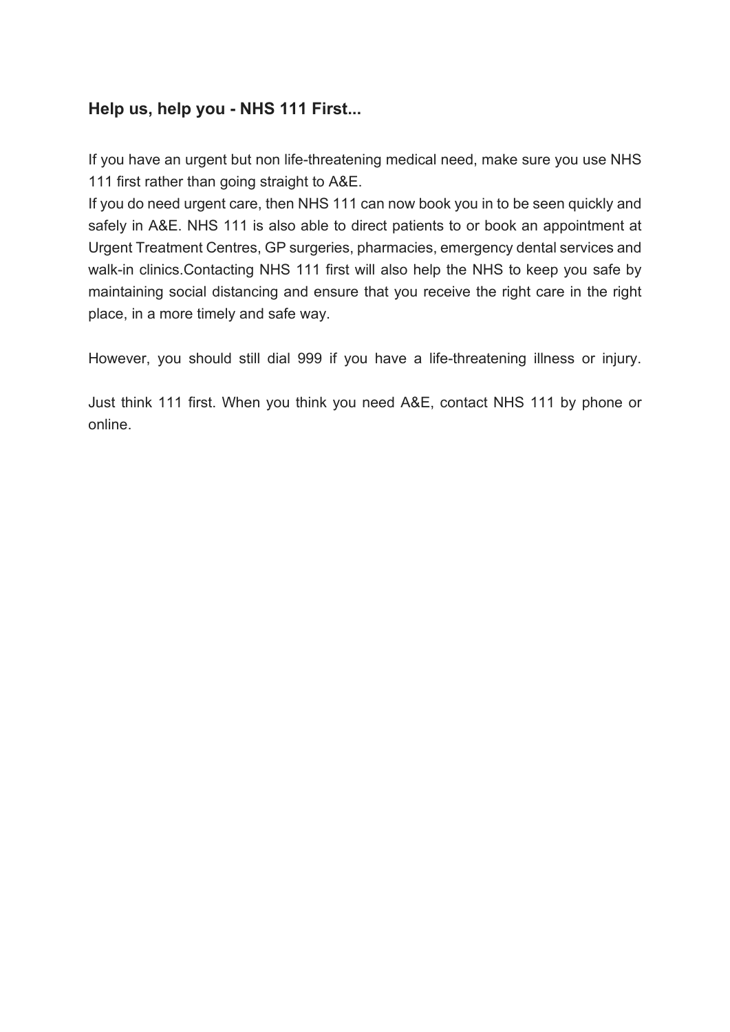### Help us, help you - NHS 111 First...

If you have an urgent but non life-threatening medical need, make sure you use NHS 111 first rather than going straight to A&E.
If you do need urgent care, then NHS 111 can now book you in to be seen quickly and safely in A&E. NHS 111 is also able to direct patients to or book an appointment at Urgent Treatment Centres, GP surgeries, pharmacies, emergency dental services and walk-in clinics.Contacting NHS 111 first will also help the NHS to keep you safe by maintaining social distancing and ensure that you receive the right care in the right place, in a more timely and safe way.

However, you should still dial 999 if you have a life-threatening illness or injury.

Just think 111 first. When you think you need A&E, contact NHS 111 by phone or online.